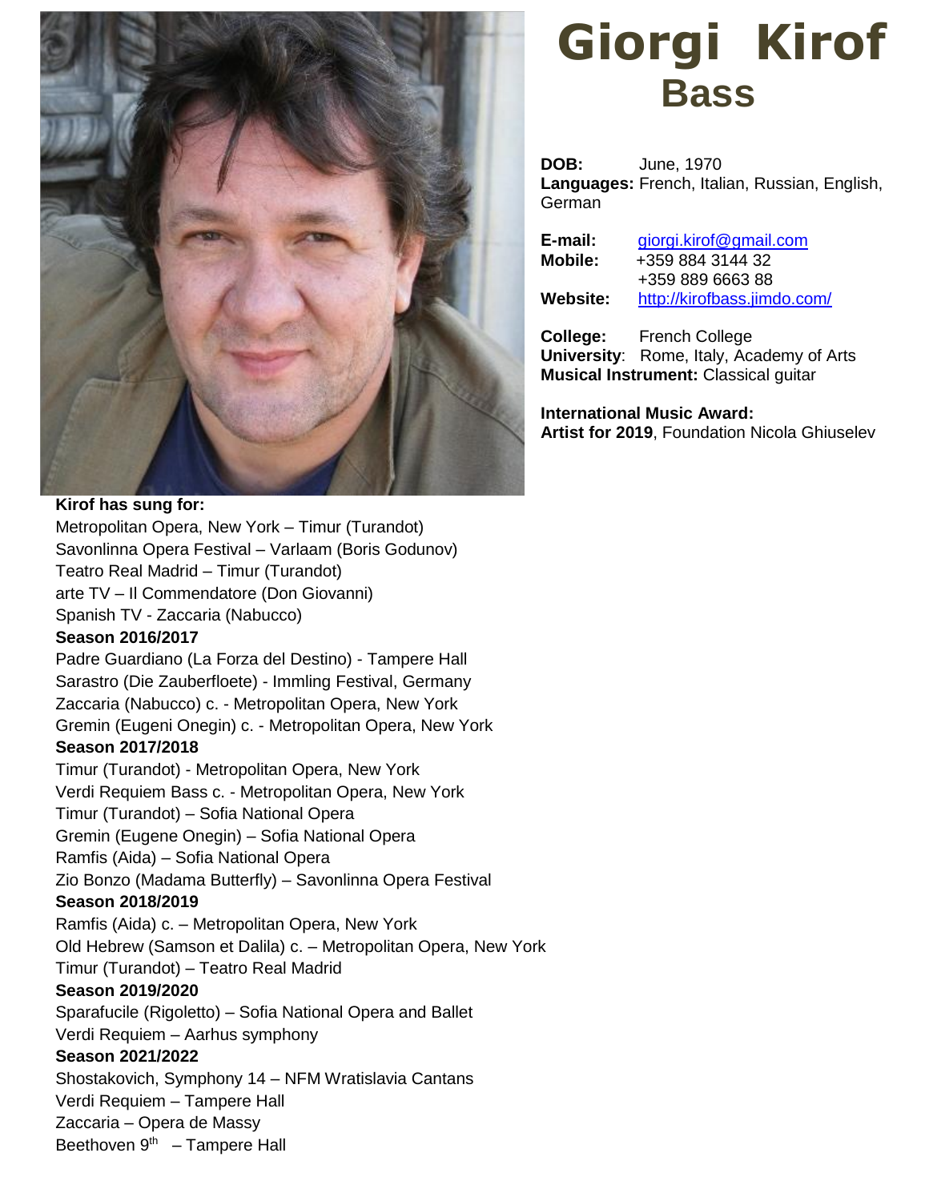# Giorgi Kirof
## Bass

**DOB:** June, 1970
**Languages:** French, Italian, Russian, English, German

**E-mail:** giorgi.kirof@gmail.com
**Mobile:** +359 884 3144 32
+359 889 6663 88
**Website:** http://kirofbass.jimdo.com/

**College:** French College
**University**: Rome, Italy, Academy of Arts
**Musical Instrument:** Classical guitar

**International Music Award:**
**Artist for 2019**, Foundation Nicola Ghiuselev

**Kirof has sung for:**
Metropolitan Opera, New York – Timur (Turandot)
Savonlinna Opera Festival – Varlaam (Boris Godunov)
Teatro Real Madrid – Timur (Turandot)
arte TV – Il Commendatore (Don Giovanni)
Spanish TV - Zaccaria (Nabucco)

**Season 2016/2017**
Padre Guardiano (La Forza del Destino) - Tampere Hall
Sarastro (Die Zauberfloete) - Immling Festival, Germany
Zaccaria (Nabucco) c. - Metropolitan Opera, New York
Gremin (Eugeni Onegin) c. - Metropolitan Opera, New York

**Season 2017/2018**
Timur (Turandot) - Metropolitan Opera, New York
Verdi Requiem Bass c. - Metropolitan Opera, New York
Timur (Turandot) – Sofia National Opera
Gremin (Eugene Onegin) – Sofia National Opera
Ramfis (Aida) – Sofia National Opera
Zio Bonzo (Madama Butterfly) – Savonlinna Opera Festival

**Season 2018/2019**
Ramfis (Aida) c. – Metropolitan Opera, New York
Old Hebrew (Samson et Dalila) c. – Metropolitan Opera, New York
Timur (Turandot) – Teatro Real Madrid

**Season 2019/2020**
Sparafucile (Rigoletto) – Sofia National Opera and Ballet
Verdi Requiem – Aarhus symphony

**Season 2021/2022**
Shostakovich, Symphony 14 – NFM Wratislavia Cantans
Verdi Requiem – Tampere Hall
Zaccaria – Opera de Massy
Beethoven 9th – Tampere Hall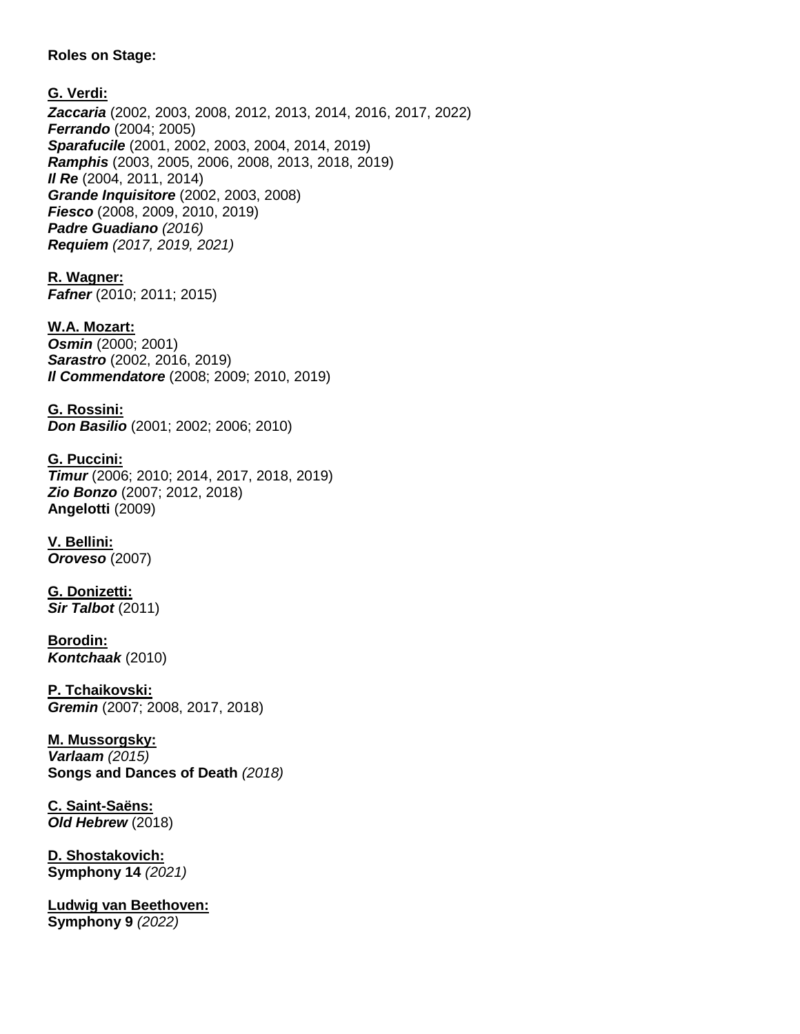**Roles on Stage:**

**G. Verdi:**
***Zaccaria*** (2002, 2003, 2008, 2012, 2013, 2014, 2016, 2017, 2022)
***Ferrando*** (2004; 2005)
***Sparafucile*** (2001, 2002, 2003, 2004, 2014, 2019)
***Ramphis*** (2003, 2005, 2006, 2008, 2013, 2018, 2019)
***Il Re*** (2004, 2011, 2014)
***Grande Inquisitore*** (2002, 2003, 2008)
***Fiesco*** (2008, 2009, 2010, 2019)
***Padre Guadiano*** *(2016)*
***Requiem*** *(2017, 2019, 2021)*

**R. Wagner:**
***Fafner*** (2010; 2011; 2015)

**W.A. Mozart:**
***Osmin*** (2000; 2001)
***Sarastro*** (2002, 2016, 2019)
***Il Commendatore*** (2008; 2009; 2010, 2019)

**G. Rossini:**
***Don Basilio*** (2001; 2002; 2006; 2010)

**G. Puccini:**
***Timur*** (2006; 2010; 2014, 2017, 2018, 2019)
***Zio Bonzo*** (2007; 2012, 2018)
**Angelotti** (2009)

**V. Bellini:**
***Oroveso*** (2007)

**G. Donizetti:**
***Sir Talbot*** (2011)

**Borodin:**
***Kontchaak*** (2010)

**P. Tchaikovski:**
***Gremin*** (2007; 2008, 2017, 2018)

**M. Mussorgsky:**
***Varlaam*** *(2015)*
**Songs and Dances of Death** *(2018)*

**C. Saint-Saëns:**
***Old Hebrew*** (2018)

**D. Shostakovich:**
**Symphony 14** *(2021)*

**Ludwig van Beethoven:**
**Symphony 9** *(2022)*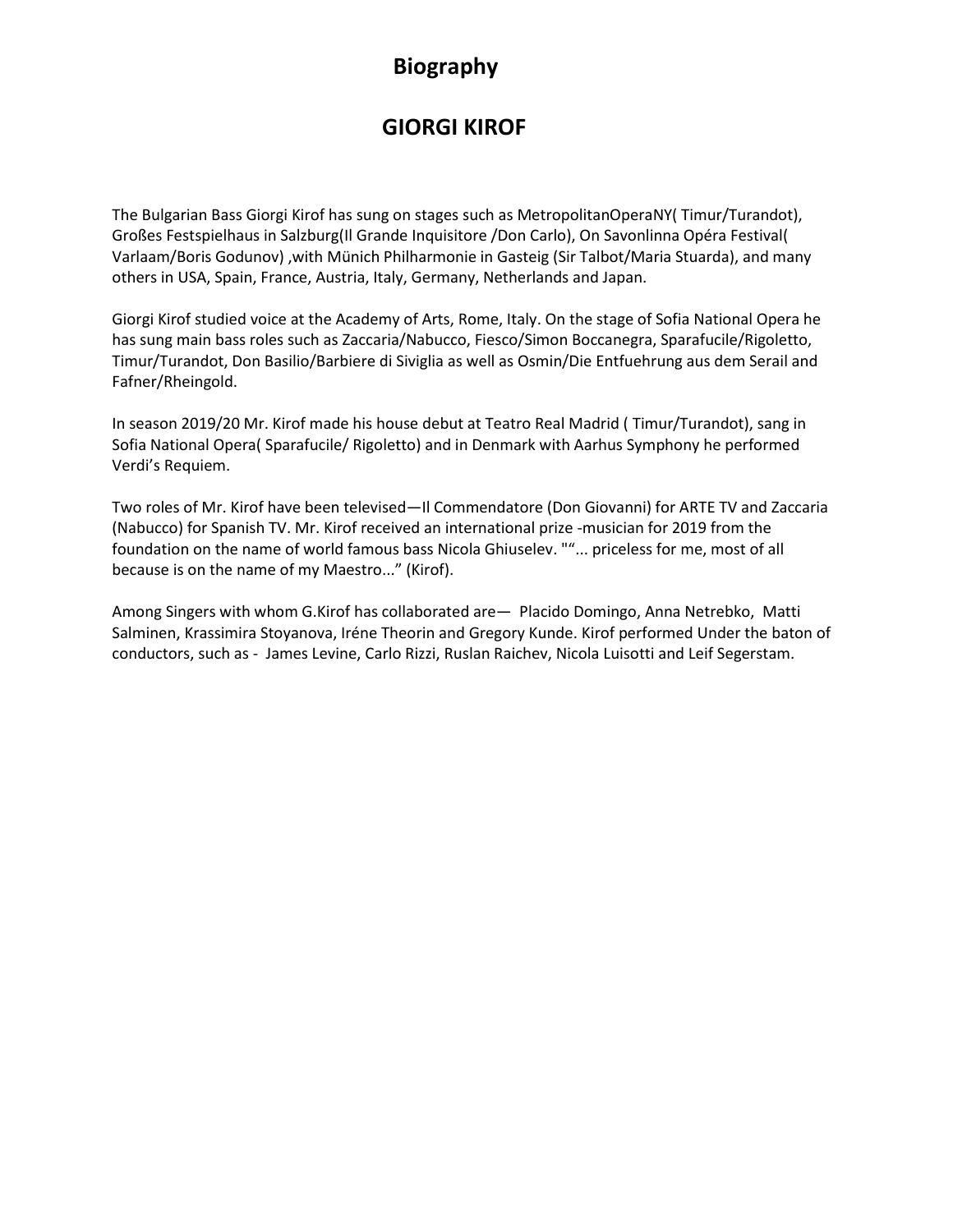# Biography

## GIORGI KIROF

The Bulgarian Bass Giorgi Kirof has sung on stages such as MetropolitanOperaNY( Timur/Turandot), Großes Festspielhaus in Salzburg(Il Grande Inquisitore /Don Carlo), On Savonlinna Opéra Festival( Varlaam/Boris Godunov) ,with Münich Philharmonie in Gasteig (Sir Talbot/Maria Stuarda), and many others in USA, Spain, France, Austria, Italy, Germany, Netherlands and Japan.

Giorgi Kirof studied voice at the Academy of Arts, Rome, Italy. On the stage of Sofia National Opera he has sung main bass roles such as Zaccaria/Nabucco, Fiesco/Simon Boccanegra, Sparafucile/Rigoletto, Timur/Turandot, Don Basilio/Barbiere di Siviglia as well as Osmin/Die Entfuehrung aus dem Serail and Fafner/Rheingold.

In season 2019/20 Mr. Kirof made his house debut at Teatro Real Madrid ( Timur/Turandot), sang in Sofia National Opera( Sparafucile/ Rigoletto) and in Denmark with Aarhus Symphony he performed Verdi's Requiem.

Two roles of Mr. Kirof have been televised—Il Commendatore (Don Giovanni) for ARTE TV and Zaccaria (Nabucco) for Spanish TV. Mr. Kirof received an international prize -musician for 2019 from the foundation on the name of world famous bass Nicola Ghiuselev. "“... priceless for me, most of all because is on the name of my Maestro...” (Kirof).

Among Singers with whom G.Kirof has collaborated are— Placido Domingo, Anna Netrebko, Matti Salminen, Krassimira Stoyanova, Iréne Theorin and Gregory Kunde. Kirof performed Under the baton of conductors, such as - James Levine, Carlo Rizzi, Ruslan Raichev, Nicola Luisotti and Leif Segerstam.